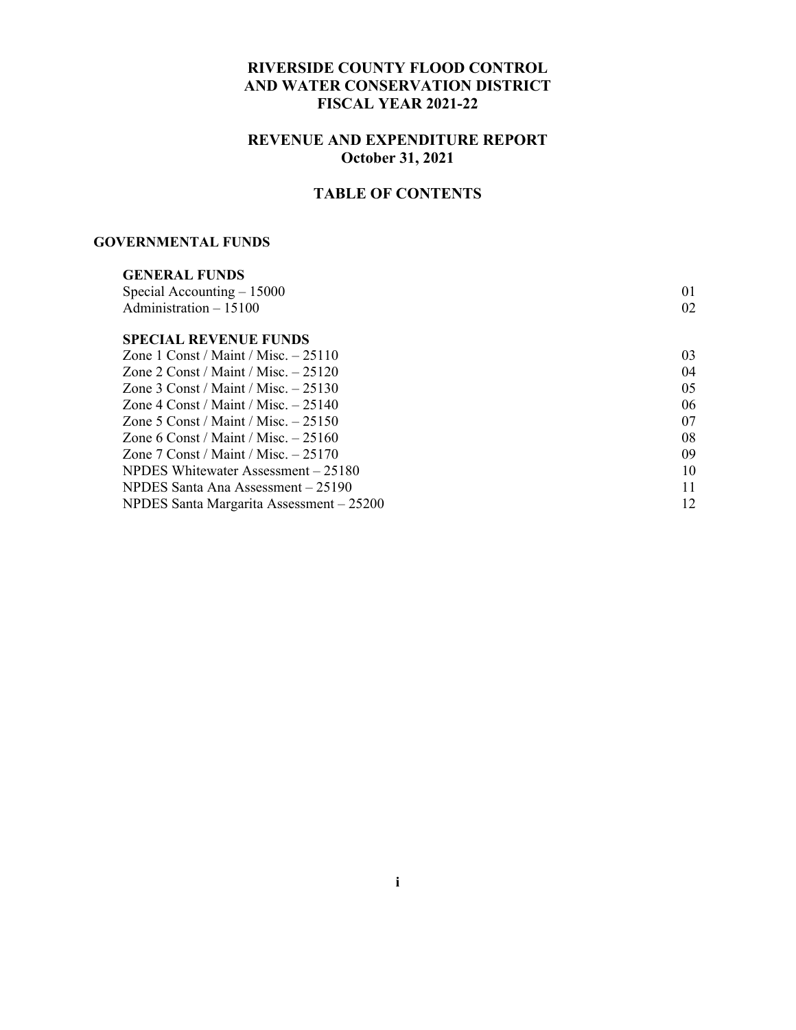# RIVERSIDE COUNTY FLOOD CONTROL AND WATER CONSERVATION DISTRICT FISCAL YEAR 2021-22

## REVENUE AND EXPENDITURE REPORT October 31, 2021

## TABLE OF CONTENTS

### GOVERNMENTAL FUNDS

#### GENERAL FUNDS

| | |
|---|---|
| Special Accounting – 15000 | 01 |
| Administration – 15100 | 02 |

#### SPECIAL REVENUE FUNDS

| | |
|---|---|
| Zone 1 Const / Maint / Misc. – 25110 | 03 |
| Zone 2 Const / Maint / Misc. – 25120 | 04 |
| Zone 3 Const / Maint / Misc. – 25130 | 05 |
| Zone 4 Const / Maint / Misc. – 25140 | 06 |
| Zone 5 Const / Maint / Misc. – 25150 | 07 |
| Zone 6 Const / Maint / Misc. – 25160 | 08 |
| Zone 7 Const / Maint / Misc. – 25170 | 09 |
| NPDES Whitewater Assessment – 25180 | 10 |
| NPDES Santa Ana Assessment – 25190 | 11 |
| NPDES Santa Margarita Assessment – 25200 | 12 |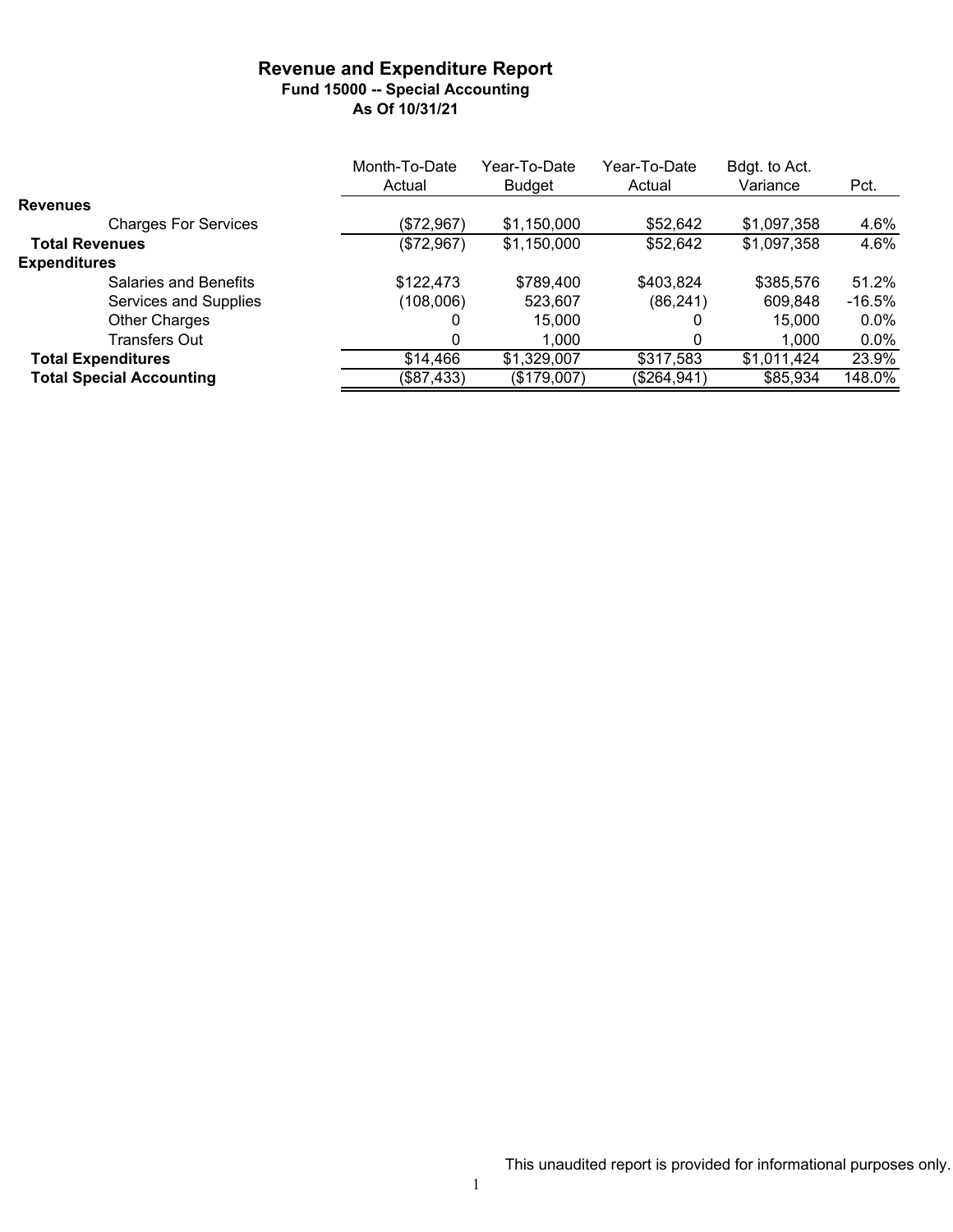# Revenue and Expenditure Report

**Fund 15000 -- Special Accounting**

**As Of 10/31/21**

| | Month-To-Date Actual | Year-To-Date Budget | Year-To-Date Actual | Bdgt. to Act. Variance | Pct. |
|---|---|---|---|---|---|
| **Revenues** | | | | | |
| Charges For Services | ($72,967) | $1,150,000 | $52,642 | $1,097,358 | 4.6% |
| **Total Revenues** | ($72,967) | $1,150,000 | $52,642 | $1,097,358 | 4.6% |
| **Expenditures** | | | | | |
| Salaries and Benefits | $122,473 | $789,400 | $403,824 | $385,576 | 51.2% |
| Services and Supplies | (108,006) | 523,607 | (86,241) | 609,848 | -16.5% |
| Other Charges | 0 | 15,000 | 0 | 15,000 | 0.0% |
| Transfers Out | 0 | 1,000 | 0 | 1,000 | 0.0% |
| **Total Expenditures** | $14,466 | $1,329,007 | $317,583 | $1,011,424 | 23.9% |
| **Total Special Accounting** | ($87,433) | ($179,007) | ($264,941) | $85,934 | 148.0% |

This unaudited report is provided for informational purposes only.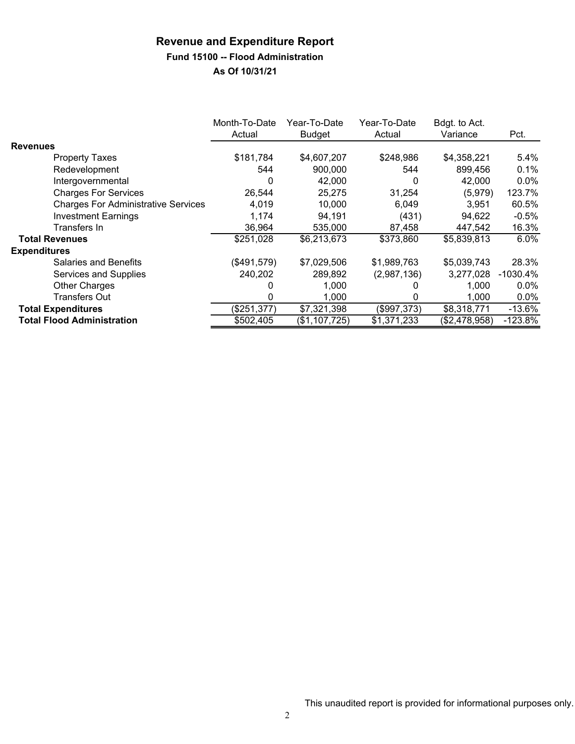# Revenue and Expenditure Report

## Fund 15100 -- Flood Administration

### As Of 10/31/21

| | Month-To-Date Actual | Year-To-Date Budget | Year-To-Date Actual | Bdgt. to Act. Variance | Pct. |
|---|---|---|---|---|---|
| **Revenues** | | | | | |
| Property Taxes | $181,784 | $4,607,207 | $248,986 | $4,358,221 | 5.4% |
| Redevelopment | 544 | 900,000 | 544 | 899,456 | 0.1% |
| Intergovernmental | 0 | 42,000 | 0 | 42,000 | 0.0% |
| Charges For Services | 26,544 | 25,275 | 31,254 | (5,979) | 123.7% |
| Charges For Administrative Services | 4,019 | 10,000 | 6,049 | 3,951 | 60.5% |
| Investment Earnings | 1,174 | 94,191 | (431) | 94,622 | -0.5% |
| Transfers In | 36,964 | 535,000 | 87,458 | 447,542 | 16.3% |
| **Total Revenues** | $251,028 | $6,213,673 | $373,860 | $5,839,813 | 6.0% |
| **Expenditures** | | | | | |
| Salaries and Benefits | ($491,579) | $7,029,506 | $1,989,763 | $5,039,743 | 28.3% |
| Services and Supplies | 240,202 | 289,892 | (2,987,136) | 3,277,028 | -1030.4% |
| Other Charges | 0 | 1,000 | 0 | 1,000 | 0.0% |
| Transfers Out | 0 | 1,000 | 0 | 1,000 | 0.0% |
| **Total Expenditures** | ($251,377) | $7,321,398 | ($997,373) | $8,318,771 | -13.6% |
| **Total Flood Administration** | $502,405 | ($1,107,725) | $1,371,233 | ($2,478,958) | -123.8% |

This unaudited report is provided for informational purposes only.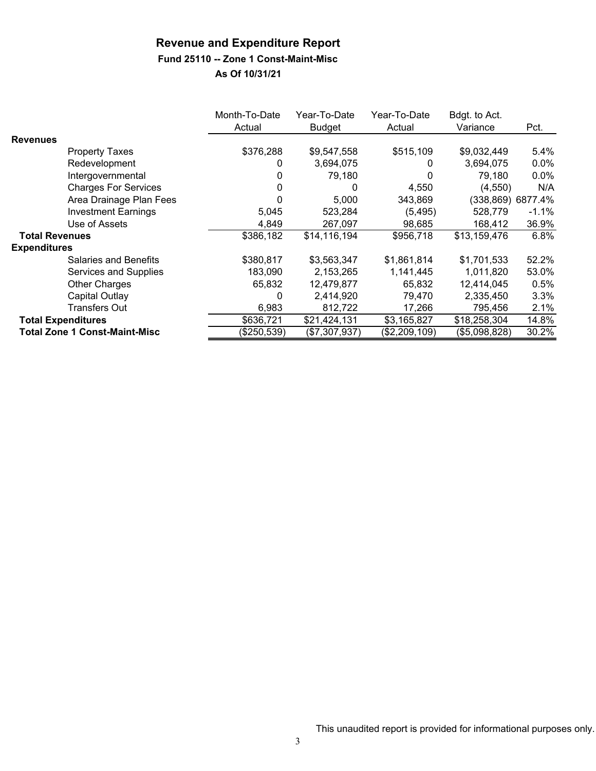## Revenue and Expenditure Report

### Fund 25110 -- Zone 1 Const-Maint-Misc

### As Of 10/31/21

| | Month-To-Date Actual | Year-To-Date Budget | Year-To-Date Actual | Bdgt. to Act. Variance | Pct. |
|---|---|---|---|---|---|
| **Revenues** | | | | | |
| Property Taxes | $376,288 | $9,547,558 | $515,109 | $9,032,449 | 5.4% |
| Redevelopment | 0 | 3,694,075 | 0 | 3,694,075 | 0.0% |
| Intergovernmental | 0 | 79,180 | 0 | 79,180 | 0.0% |
| Charges For Services | 0 | 0 | 4,550 | (4,550) | N/A |
| Area Drainage Plan Fees | 0 | 5,000 | 343,869 | (338,869) | 6877.4% |
| Investment Earnings | 5,045 | 523,284 | (5,495) | 528,779 | -1.1% |
| Use of Assets | 4,849 | 267,097 | 98,685 | 168,412 | 36.9% |
| **Total Revenues** | $386,182 | $14,116,194 | $956,718 | $13,159,476 | 6.8% |
| **Expenditures** | | | | | |
| Salaries and Benefits | $380,817 | $3,563,347 | $1,861,814 | $1,701,533 | 52.2% |
| Services and Supplies | 183,090 | 2,153,265 | 1,141,445 | 1,011,820 | 53.0% |
| Other Charges | 65,832 | 12,479,877 | 65,832 | 12,414,045 | 0.5% |
| Capital Outlay | 0 | 2,414,920 | 79,470 | 2,335,450 | 3.3% |
| Transfers Out | 6,983 | 812,722 | 17,266 | 795,456 | 2.1% |
| **Total Expenditures** | $636,721 | $21,424,131 | $3,165,827 | $18,258,304 | 14.8% |
| **Total Zone 1 Const-Maint-Misc** | ($250,539) | ($7,307,937) | ($2,209,109) | ($5,098,828) | 30.2% |

This unaudited report is provided for informational purposes only.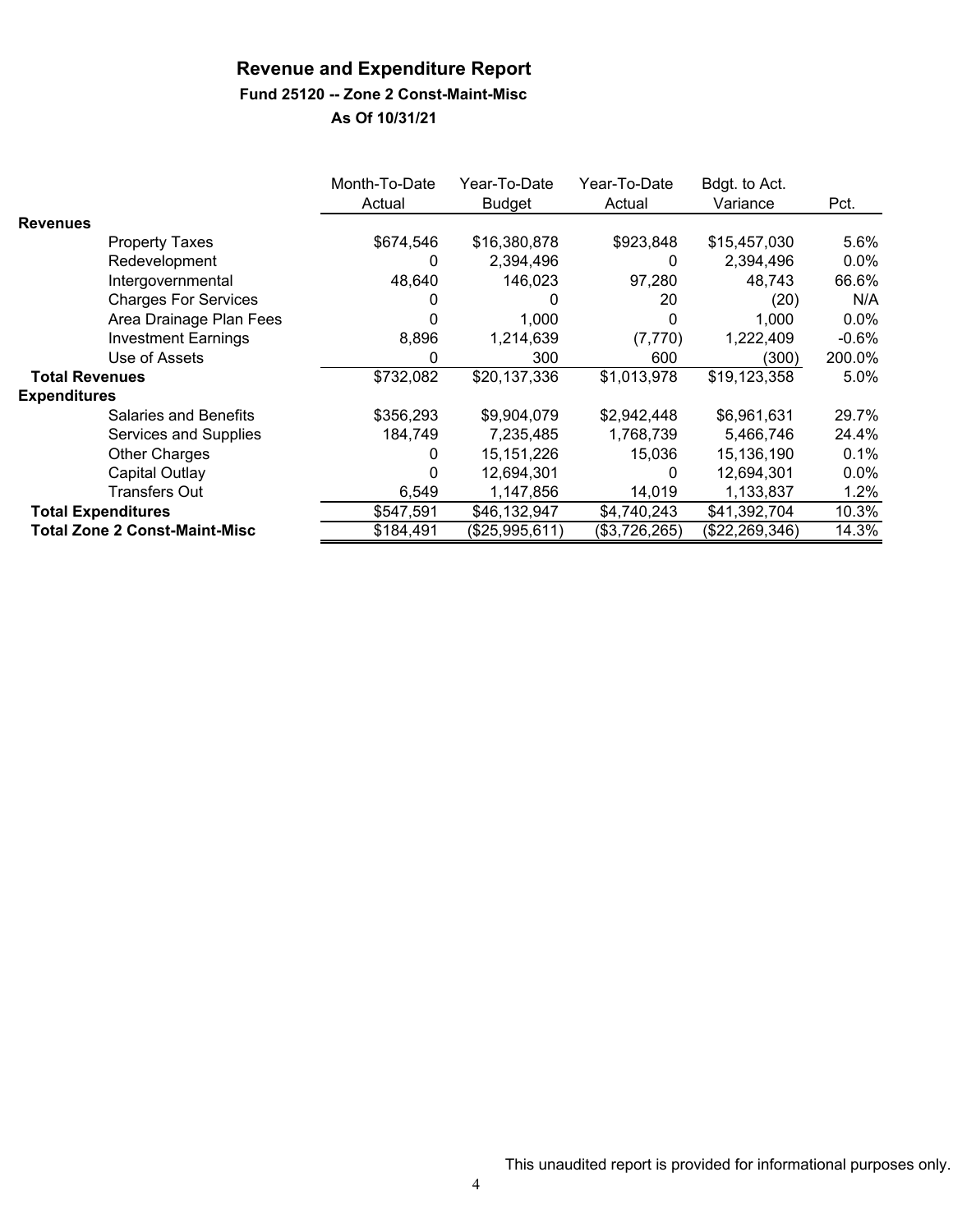# Revenue and Expenditure Report

### Fund 25120 -- Zone 2 Const-Maint-Misc

### As Of 10/31/21

| | Month-To-Date Actual | Year-To-Date Budget | Year-To-Date Actual | Bdgt. to Act. Variance | Pct. |
|---|---|---|---|---|---|
| **Revenues** | | | | | |
| Property Taxes | $674,546 | $16,380,878 | $923,848 | $15,457,030 | 5.6% |
| Redevelopment | 0 | 2,394,496 | 0 | 2,394,496 | 0.0% |
| Intergovernmental | 48,640 | 146,023 | 97,280 | 48,743 | 66.6% |
| Charges For Services | 0 | 0 | 20 | (20) | N/A |
| Area Drainage Plan Fees | 0 | 1,000 | 0 | 1,000 | 0.0% |
| Investment Earnings | 8,896 | 1,214,639 | (7,770) | 1,222,409 | -0.6% |
| Use of Assets | 0 | 300 | 600 | (300) | 200.0% |
| **Total Revenues** | $732,082 | $20,137,336 | $1,013,978 | $19,123,358 | 5.0% |
| **Expenditures** | | | | | |
| Salaries and Benefits | $356,293 | $9,904,079 | $2,942,448 | $6,961,631 | 29.7% |
| Services and Supplies | 184,749 | 7,235,485 | 1,768,739 | 5,466,746 | 24.4% |
| Other Charges | 0 | 15,151,226 | 15,036 | 15,136,190 | 0.1% |
| Capital Outlay | 0 | 12,694,301 | 0 | 12,694,301 | 0.0% |
| Transfers Out | 6,549 | 1,147,856 | 14,019 | 1,133,837 | 1.2% |
| **Total Expenditures** | $547,591 | $46,132,947 | $4,740,243 | $41,392,704 | 10.3% |
| **Total Zone 2 Const-Maint-Misc** | $184,491 | ($25,995,611) | ($3,726,265) | ($22,269,346) | 14.3% |

This unaudited report is provided for informational purposes only.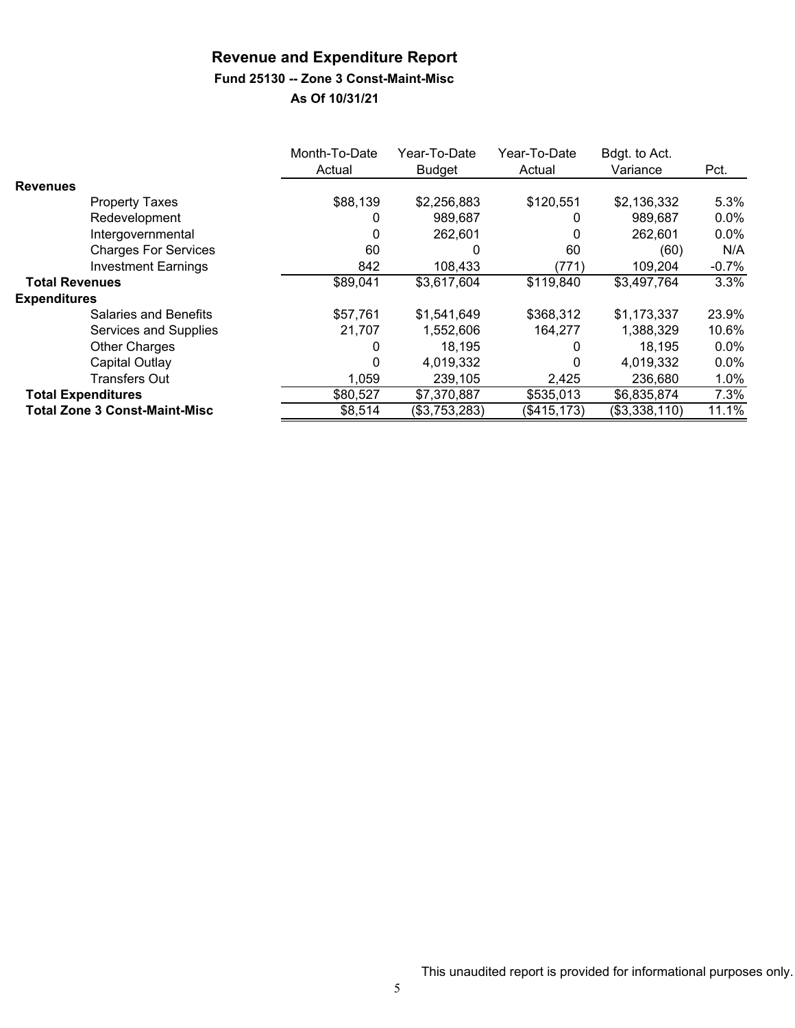# Revenue and Expenditure Report

## Fund 25130 -- Zone 3 Const-Maint-Misc

### As Of 10/31/21

| | Month-To-Date Actual | Year-To-Date Budget | Year-To-Date Actual | Bdgt. to Act. Variance | Pct. |
|---|---|---|---|---|---|
| **Revenues** | | | | | |
| Property Taxes | $88,139 | $2,256,883 | $120,551 | $2,136,332 | 5.3% |
| Redevelopment | 0 | 989,687 | 0 | 989,687 | 0.0% |
| Intergovernmental | 0 | 262,601 | 0 | 262,601 | 0.0% |
| Charges For Services | 60 | 0 | 60 | (60) | N/A |
| Investment Earnings | 842 | 108,433 | (771) | 109,204 | -0.7% |
| **Total Revenues** | $89,041 | $3,617,604 | $119,840 | $3,497,764 | 3.3% |
| **Expenditures** | | | | | |
| Salaries and Benefits | $57,761 | $1,541,649 | $368,312 | $1,173,337 | 23.9% |
| Services and Supplies | 21,707 | 1,552,606 | 164,277 | 1,388,329 | 10.6% |
| Other Charges | 0 | 18,195 | 0 | 18,195 | 0.0% |
| Capital Outlay | 0 | 4,019,332 | 0 | 4,019,332 | 0.0% |
| Transfers Out | 1,059 | 239,105 | 2,425 | 236,680 | 1.0% |
| **Total Expenditures** | $80,527 | $7,370,887 | $535,013 | $6,835,874 | 7.3% |
| **Total Zone 3 Const-Maint-Misc** | $8,514 | ($3,753,283) | ($415,173) | ($3,338,110) | 11.1% |

This unaudited report is provided for informational purposes only.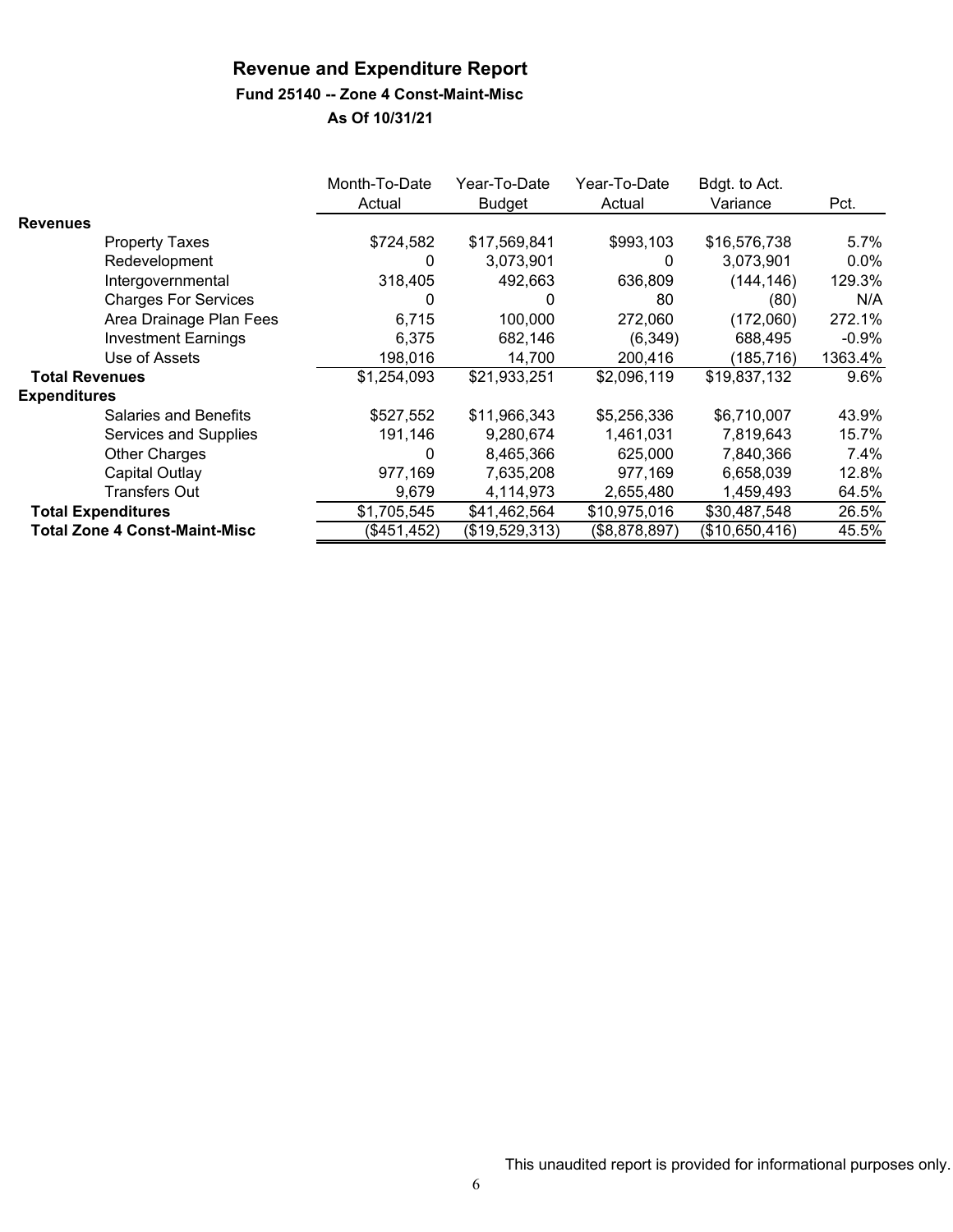# Revenue and Expenditure Report

**Fund 25140 -- Zone 4 Const-Maint-Misc**

**As Of 10/31/21**

| | Month-To-Date Actual | Year-To-Date Budget | Year-To-Date Actual | Bdgt. to Act. Variance | Pct. |
|---|---|---|---|---|---|
| **Revenues** | | | | | |
| Property Taxes | $724,582 | $17,569,841 | $993,103 | $16,576,738 | 5.7% |
| Redevelopment | 0 | 3,073,901 | 0 | 3,073,901 | 0.0% |
| Intergovernmental | 318,405 | 492,663 | 636,809 | (144,146) | 129.3% |
| Charges For Services | 0 | 0 | 80 | (80) | N/A |
| Area Drainage Plan Fees | 6,715 | 100,000 | 272,060 | (172,060) | 272.1% |
| Investment Earnings | 6,375 | 682,146 | (6,349) | 688,495 | -0.9% |
| Use of Assets | 198,016 | 14,700 | 200,416 | (185,716) | 1363.4% |
| **Total Revenues** | $1,254,093 | $21,933,251 | $2,096,119 | $19,837,132 | 9.6% |
| **Expenditures** | | | | | |
| Salaries and Benefits | $527,552 | $11,966,343 | $5,256,336 | $6,710,007 | 43.9% |
| Services and Supplies | 191,146 | 9,280,674 | 1,461,031 | 7,819,643 | 15.7% |
| Other Charges | 0 | 8,465,366 | 625,000 | 7,840,366 | 7.4% |
| Capital Outlay | 977,169 | 7,635,208 | 977,169 | 6,658,039 | 12.8% |
| Transfers Out | 9,679 | 4,114,973 | 2,655,480 | 1,459,493 | 64.5% |
| **Total Expenditures** | $1,705,545 | $41,462,564 | $10,975,016 | $30,487,548 | 26.5% |
| **Total Zone 4 Const-Maint-Misc** | ($451,452) | ($19,529,313) | ($8,878,897) | ($10,650,416) | 45.5% |

This unaudited report is provided for informational purposes only.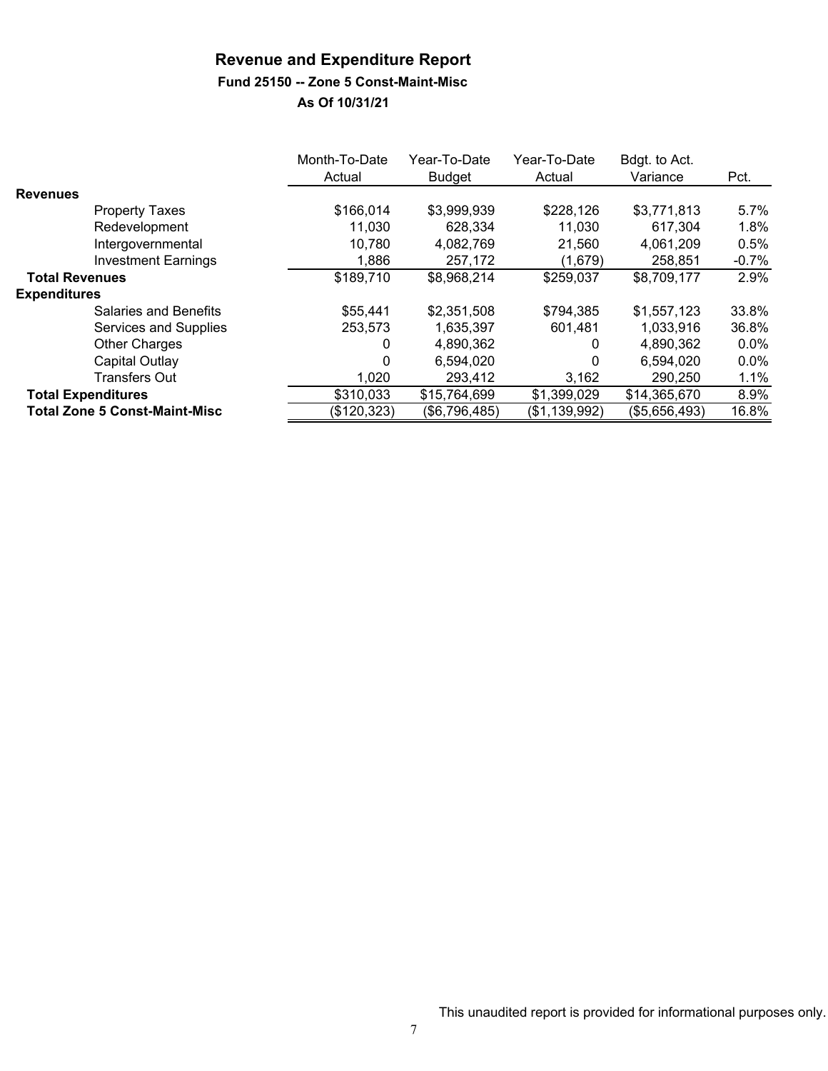# Revenue and Expenditure Report

### Fund 25150 -- Zone 5 Const-Maint-Misc

### As Of 10/31/21

| | Month-To-Date Actual | Year-To-Date Budget | Year-To-Date Actual | Bdgt. to Act. Variance | Pct. |
|---|---|---|---|---|---|
| **Revenues** | | | | | |
| Property Taxes | $166,014 | $3,999,939 | $228,126 | $3,771,813 | 5.7% |
| Redevelopment | 11,030 | 628,334 | 11,030 | 617,304 | 1.8% |
| Intergovernmental | 10,780 | 4,082,769 | 21,560 | 4,061,209 | 0.5% |
| Investment Earnings | 1,886 | 257,172 | (1,679) | 258,851 | -0.7% |
| **Total Revenues** | $189,710 | $8,968,214 | $259,037 | $8,709,177 | 2.9% |
| **Expenditures** | | | | | |
| Salaries and Benefits | $55,441 | $2,351,508 | $794,385 | $1,557,123 | 33.8% |
| Services and Supplies | 253,573 | 1,635,397 | 601,481 | 1,033,916 | 36.8% |
| Other Charges | 0 | 4,890,362 | 0 | 4,890,362 | 0.0% |
| Capital Outlay | 0 | 6,594,020 | 0 | 6,594,020 | 0.0% |
| Transfers Out | 1,020 | 293,412 | 3,162 | 290,250 | 1.1% |
| **Total Expenditures** | $310,033 | $15,764,699 | $1,399,029 | $14,365,670 | 8.9% |
| **Total Zone 5 Const-Maint-Misc** | ($120,323) | ($6,796,485) | ($1,139,992) | ($5,656,493) | 16.8% |

This unaudited report is provided for informational purposes only.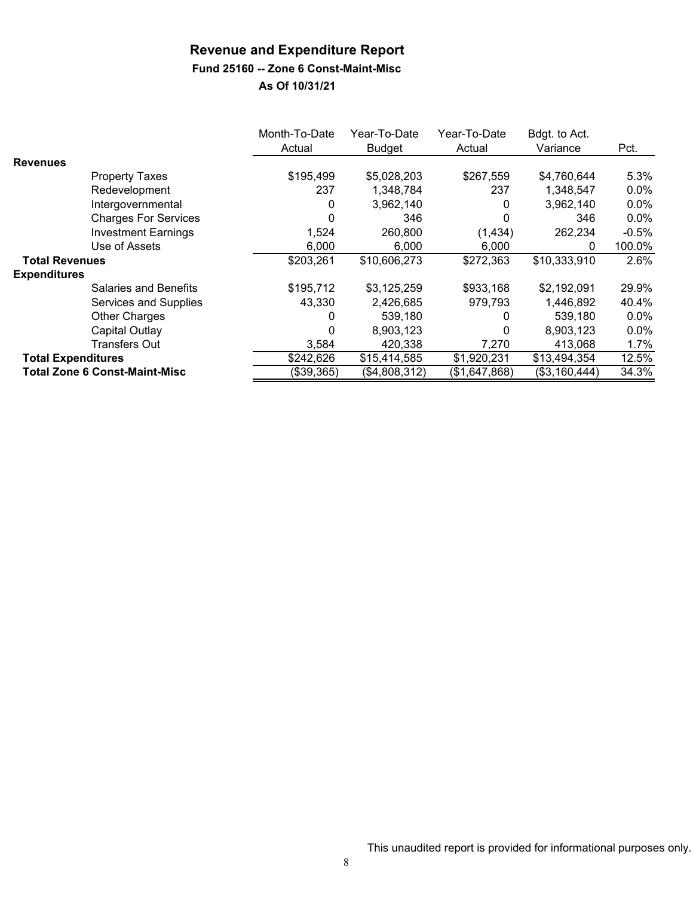# Revenue and Expenditure Report

## Fund 25160 -- Zone 6 Const-Maint-Misc

### As Of 10/31/21

| | Month-To-Date Actual | Year-To-Date Budget | Year-To-Date Actual | Bdgt. to Act. Variance | Pct. |
|---|---|---|---|---|---|
| **Revenues** | | | | | |
| Property Taxes | $195,499 | $5,028,203 | $267,559 | $4,760,644 | 5.3% |
| Redevelopment | 237 | 1,348,784 | 237 | 1,348,547 | 0.0% |
| Intergovernmental | 0 | 3,962,140 | 0 | 3,962,140 | 0.0% |
| Charges For Services | 0 | 346 | 0 | 346 | 0.0% |
| Investment Earnings | 1,524 | 260,800 | (1,434) | 262,234 | -0.5% |
| Use of Assets | 6,000 | 6,000 | 6,000 | 0 | 100.0% |
| **Total Revenues** | $203,261 | $10,606,273 | $272,363 | $10,333,910 | 2.6% |
| **Expenditures** | | | | | |
| Salaries and Benefits | $195,712 | $3,125,259 | $933,168 | $2,192,091 | 29.9% |
| Services and Supplies | 43,330 | 2,426,685 | 979,793 | 1,446,892 | 40.4% |
| Other Charges | 0 | 539,180 | 0 | 539,180 | 0.0% |
| Capital Outlay | 0 | 8,903,123 | 0 | 8,903,123 | 0.0% |
| Transfers Out | 3,584 | 420,338 | 7,270 | 413,068 | 1.7% |
| **Total Expenditures** | $242,626 | $15,414,585 | $1,920,231 | $13,494,354 | 12.5% |
| **Total Zone 6 Const-Maint-Misc** | ($39,365) | ($4,808,312) | ($1,647,868) | ($3,160,444) | 34.3% |

This unaudited report is provided for informational purposes only.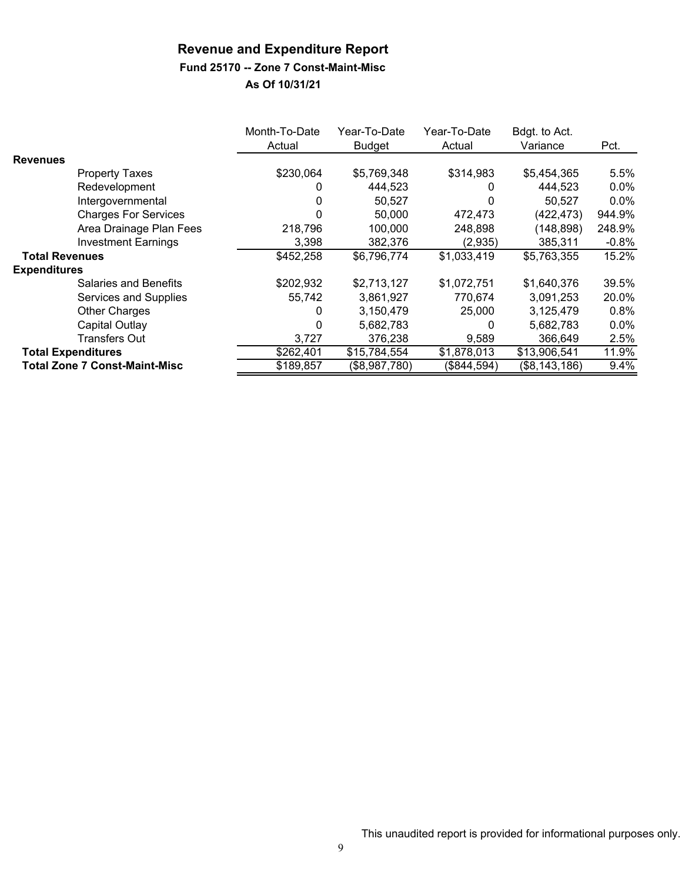# Revenue and Expenditure Report

### Fund 25170 -- Zone 7 Const-Maint-Misc

### As Of 10/31/21

| | Month-To-Date Actual | Year-To-Date Budget | Year-To-Date Actual | Bdgt. to Act. Variance | Pct. |
|---|---|---|---|---|---|
| **Revenues** | | | | | |
| Property Taxes | $230,064 | $5,769,348 | $314,983 | $5,454,365 | 5.5% |
| Redevelopment | 0 | 444,523 | 0 | 444,523 | 0.0% |
| Intergovernmental | 0 | 50,527 | 0 | 50,527 | 0.0% |
| Charges For Services | 0 | 50,000 | 472,473 | (422,473) | 944.9% |
| Area Drainage Plan Fees | 218,796 | 100,000 | 248,898 | (148,898) | 248.9% |
| Investment Earnings | 3,398 | 382,376 | (2,935) | 385,311 | -0.8% |
| **Total Revenues** | $452,258 | $6,796,774 | $1,033,419 | $5,763,355 | 15.2% |
| **Expenditures** | | | | | |
| Salaries and Benefits | $202,932 | $2,713,127 | $1,072,751 | $1,640,376 | 39.5% |
| Services and Supplies | 55,742 | 3,861,927 | 770,674 | 3,091,253 | 20.0% |
| Other Charges | 0 | 3,150,479 | 25,000 | 3,125,479 | 0.8% |
| Capital Outlay | 0 | 5,682,783 | 0 | 5,682,783 | 0.0% |
| Transfers Out | 3,727 | 376,238 | 9,589 | 366,649 | 2.5% |
| **Total Expenditures** | $262,401 | $15,784,554 | $1,878,013 | $13,906,541 | 11.9% |
| **Total Zone 7 Const-Maint-Misc** | $189,857 | ($8,987,780) | ($844,594) | ($8,143,186) | 9.4% |

This unaudited report is provided for informational purposes only.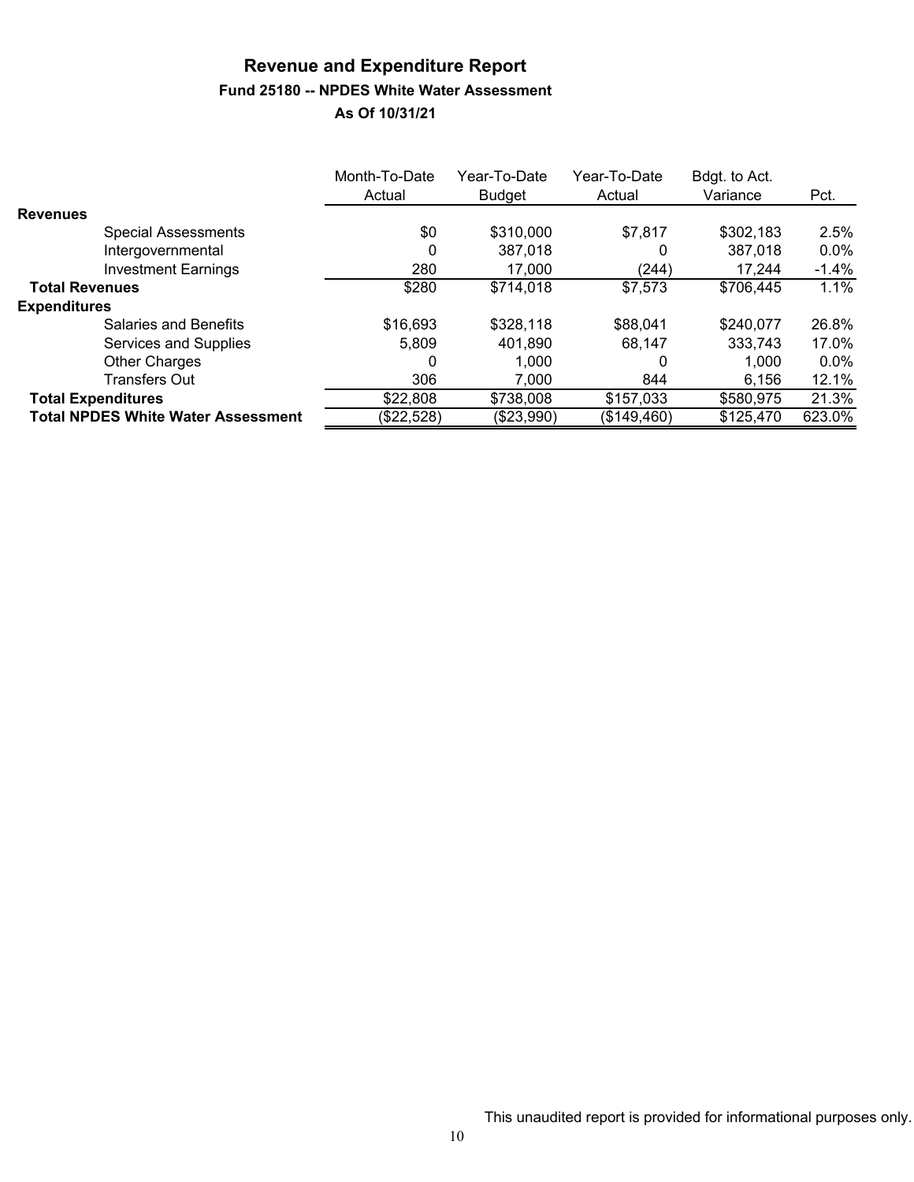# Revenue and Expenditure Report

### Fund 25180 -- NPDES White Water Assessment

### As Of 10/31/21

| | Month-To-Date Actual | Year-To-Date Budget | Year-To-Date Actual | Bdgt. to Act. Variance | Pct. |
|---|---|---|---|---|---|
| **Revenues** | | | | | |
| Special Assessments | $0 | $310,000 | $7,817 | $302,183 | 2.5% |
| Intergovernmental | 0 | 387,018 | 0 | 387,018 | 0.0% |
| Investment Earnings | 280 | 17,000 | (244) | 17,244 | -1.4% |
| **Total Revenues** | $280 | $714,018 | $7,573 | $706,445 | 1.1% |
| **Expenditures** | | | | | |
| Salaries and Benefits | $16,693 | $328,118 | $88,041 | $240,077 | 26.8% |
| Services and Supplies | 5,809 | 401,890 | 68,147 | 333,743 | 17.0% |
| Other Charges | 0 | 1,000 | 0 | 1,000 | 0.0% |
| Transfers Out | 306 | 7,000 | 844 | 6,156 | 12.1% |
| **Total Expenditures** | $22,808 | $738,008 | $157,033 | $580,975 | 21.3% |
| **Total NPDES White Water Assessment** | ($22,528) | ($23,990) | ($149,460) | $125,470 | 623.0% |

This unaudited report is provided for informational purposes only.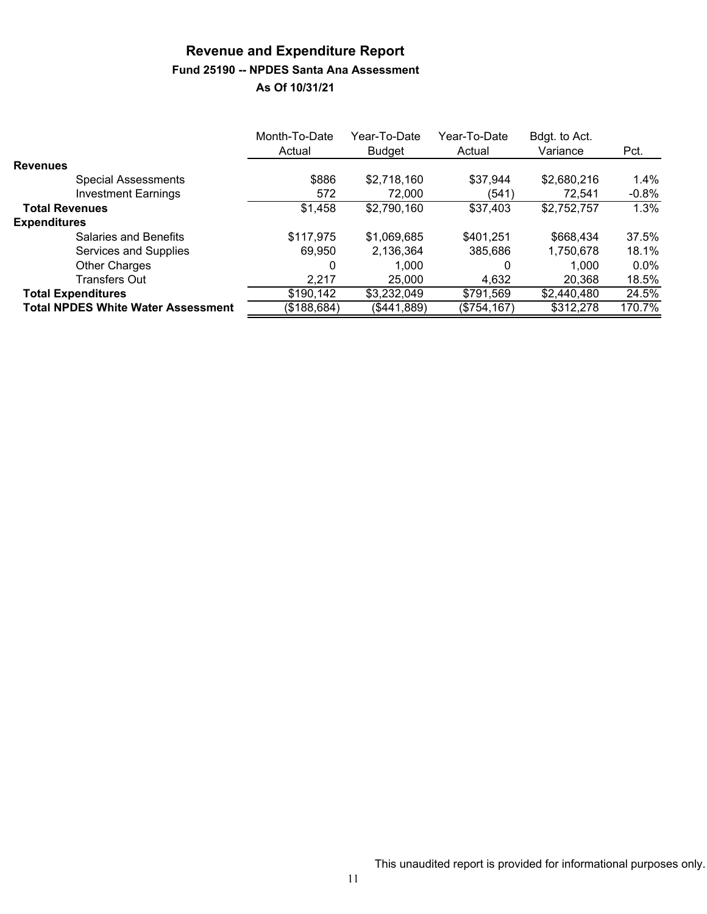# Revenue and Expenditure Report

## Fund 25190 -- NPDES Santa Ana Assessment

### As Of 10/31/21

| | Month-To-Date Actual | Year-To-Date Budget | Year-To-Date Actual | Bdgt. to Act. Variance | Pct. |
|---|---|---|---|---|---|
| **Revenues** | | | | | |
| Special Assessments | $886 | $2,718,160 | $37,944 | $2,680,216 | 1.4% |
| Investment Earnings | 572 | 72,000 | (541) | 72,541 | -0.8% |
| **Total Revenues** | $1,458 | $2,790,160 | $37,403 | $2,752,757 | 1.3% |
| **Expenditures** | | | | | |
| Salaries and Benefits | $117,975 | $1,069,685 | $401,251 | $668,434 | 37.5% |
| Services and Supplies | 69,950 | 2,136,364 | 385,686 | 1,750,678 | 18.1% |
| Other Charges | 0 | 1,000 | 0 | 1,000 | 0.0% |
| Transfers Out | 2,217 | 25,000 | 4,632 | 20,368 | 18.5% |
| **Total Expenditures** | $190,142 | $3,232,049 | $791,569 | $2,440,480 | 24.5% |
| **Total NPDES White Water Assessment** | ($188,684) | ($441,889) | ($754,167) | $312,278 | 170.7% |

This unaudited report is provided for informational purposes only.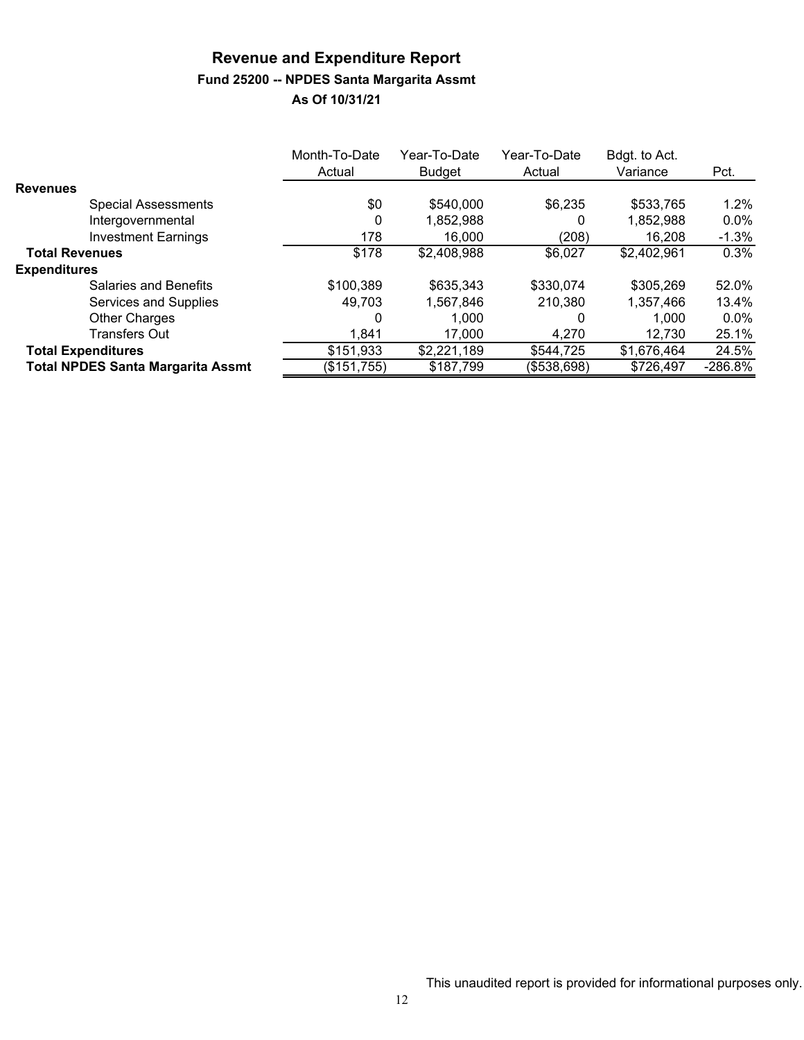# Revenue and Expenditure Report

### Fund 25200 -- NPDES Santa Margarita Assmt

### As Of 10/31/21

| | Month-To-Date Actual | Year-To-Date Budget | Year-To-Date Actual | Bdgt. to Act. Variance | Pct. |
|---|---|---|---|---|---|
| **Revenues** | | | | | |
| Special Assessments | $0 | $540,000 | $6,235 | $533,765 | 1.2% |
| Intergovernmental | 0 | 1,852,988 | 0 | 1,852,988 | 0.0% |
| Investment Earnings | 178 | 16,000 | (208) | 16,208 | -1.3% |
| **Total Revenues** | $178 | $2,408,988 | $6,027 | $2,402,961 | 0.3% |
| **Expenditures** | | | | | |
| Salaries and Benefits | $100,389 | $635,343 | $330,074 | $305,269 | 52.0% |
| Services and Supplies | 49,703 | 1,567,846 | 210,380 | 1,357,466 | 13.4% |
| Other Charges | 0 | 1,000 | 0 | 1,000 | 0.0% |
| Transfers Out | 1,841 | 17,000 | 4,270 | 12,730 | 25.1% |
| **Total Expenditures** | $151,933 | $2,221,189 | $544,725 | $1,676,464 | 24.5% |
| **Total NPDES Santa Margarita Assmt** | ($151,755) | $187,799 | ($538,698) | $726,497 | -286.8% |

This unaudited report is provided for informational purposes only.